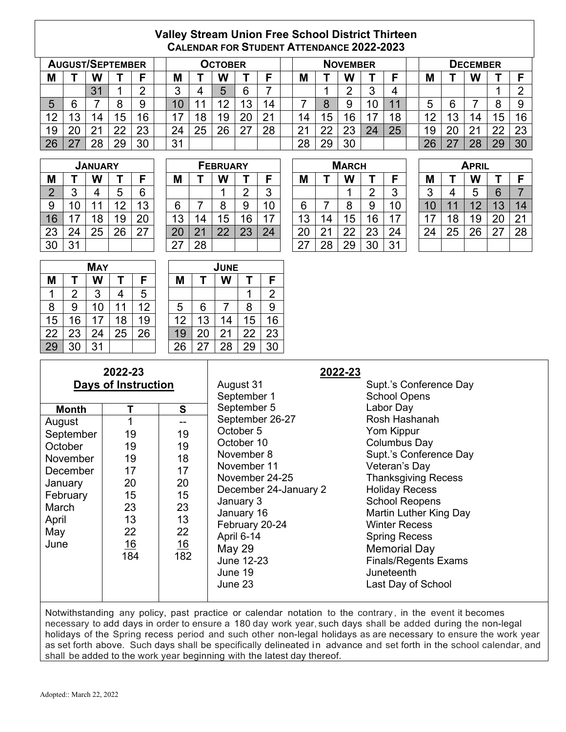# Valley Stream Union Free School District Thirteen
## Calendar for Student Attendance 2022-2023

**August/September**

| M | T | W | T | F |
|---|---|---|---|---|
| | | 31 | 1 | 2 |
| 5 | 6 | 7 | 8 | 9 |
| 12 | 13 | 14 | 15 | 16 |
| 19 | 20 | 21 | 22 | 23 |
| 26 | 27 | 28 | 29 | 30 |

**October**

| M | T | W | T | F |
|---|---|---|---|---|
| 3 | 4 | 5 | 6 | 7 |
| 10 | 11 | 12 | 13 | 14 |
| 17 | 18 | 19 | 20 | 21 |
| 24 | 25 | 26 | 27 | 28 |
| 31 | | | | |

**November**

| M | T | W | T | F |
|---|---|---|---|---|
| | 1 | 2 | 3 | 4 |
| 7 | 8 | 9 | 10 | 11 |
| 14 | 15 | 16 | 17 | 18 |
| 21 | 22 | 23 | 24 | 25 |
| 28 | 29 | 30 | | |

**December**

| M | T | W | T | F |
|---|---|---|---|---|
| | | | 1 | 2 |
| 5 | 6 | 7 | 8 | 9 |
| 12 | 13 | 14 | 15 | 16 |
| 19 | 20 | 21 | 22 | 23 |
| 26 | 27 | 28 | 29 | 30 |

**January**

| M | T | W | T | F |
|---|---|---|---|---|
| 2 | 3 | 4 | 5 | 6 |
| 9 | 10 | 11 | 12 | 13 |
| 16 | 17 | 18 | 19 | 20 |
| 23 | 24 | 25 | 26 | 27 |
| 30 | 31 | | | |

**February**

| M | T | W | T | F |
|---|---|---|---|---|
| | | 1 | 2 | 3 |
| 6 | 7 | 8 | 9 | 10 |
| 13 | 14 | 15 | 16 | 17 |
| 20 | 21 | 22 | 23 | 24 |
| 27 | 28 | | | |

**March**

| M | T | W | T | F |
|---|---|---|---|---|
| | | 1 | 2 | 3 |
| 6 | 7 | 8 | 9 | 10 |
| 13 | 14 | 15 | 16 | 17 |
| 20 | 21 | 22 | 23 | 24 |
| 27 | 28 | 29 | 30 | 31 |

**April**

| M | T | W | T | F |
|---|---|---|---|---|
| 3 | 4 | 5 | 6 | 7 |
| 10 | 11 | 12 | 13 | 14 |
| 17 | 18 | 19 | 20 | 21 |
| 24 | 25 | 26 | 27 | 28 |

**May**

| M | T | W | T | F |
|---|---|---|---|---|
| 1 | 2 | 3 | 4 | 5 |
| 8 | 9 | 10 | 11 | 12 |
| 15 | 16 | 17 | 18 | 19 |
| 22 | 23 | 24 | 25 | 26 |
| 29 | 30 | 31 | | |

**June**

| M | T | W | T | F |
|---|---|---|---|---|
| | | | 1 | 2 |
| 5 | 6 | 7 | 8 | 9 |
| 12 | 13 | 14 | 15 | 16 |
| 19 | 20 | 21 | 22 | 23 |
| 26 | 27 | 28 | 29 | 30 |

### 2022-23 Days of Instruction

| Month | T | S |
|---|---|---|
| August | 1 | -- |
| September | 19 | 19 |
| October | 19 | 19 |
| November | 19 | 18 |
| December | 17 | 17 |
| January | 20 | 20 |
| February | 15 | 15 |
| March | 23 | 23 |
| April | 13 | 13 |
| May | 22 | 22 |
| June | 16 | 16 |
| | 184 | 182 |

### 2022-23

| Date | Event |
|---|---|
| August 31 | Supt.'s Conference Day |
| September 1 | School Opens |
| September 5 | Labor Day |
| September 26-27 | Rosh Hashanah |
| October 5 | Yom Kippur |
| October 10 | Columbus Day |
| November 8 | Supt.'s Conference Day |
| November 11 | Veteran's Day |
| November 24-25 | Thanksgiving Recess |
| December 24-January 2 | Holiday Recess |
| January 3 | School Reopens |
| January 16 | Martin Luther King Day |
| February 20-24 | Winter Recess |
| April 6-14 | Spring Recess |
| May 29 | Memorial Day |
| June 12-23 | Finals/Regents Exams |
| June 19 | Juneteenth |
| June 23 | Last Day of School |

Notwithstanding any policy, past practice or calendar notation to the contrary, in the event it becomes necessary to add days in order to ensure a 180 day work year, such days shall be added during the non-legal holidays of the Spring recess period and such other non-legal holidays as are necessary to ensure the work year as set forth above. Such days shall be specifically delineated in advance and set forth in the school calendar, and shall be added to the work year beginning with the latest day thereof.

Adopted:: March 22, 2022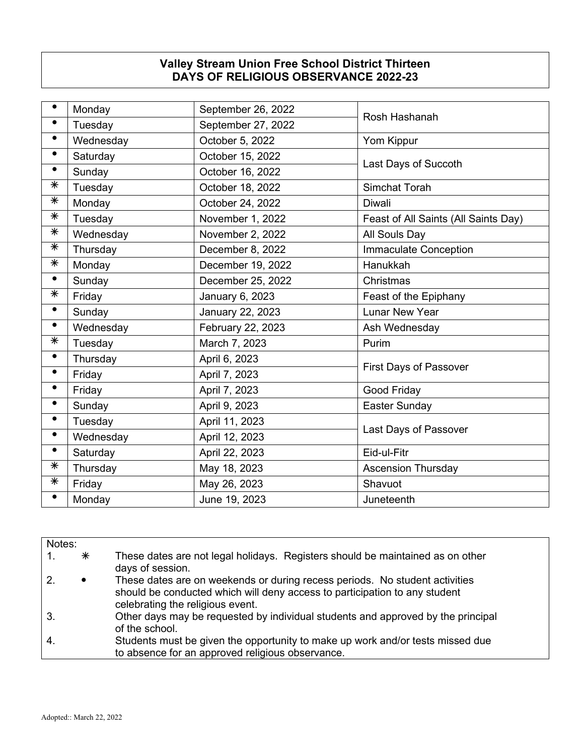## Valley Stream Union Free School District Thirteen
## DAYS OF RELIGIOUS OBSERVANCE 2022-23

| | | | |
|---|---|---|---|
| • | Monday | September 26, 2022 | Rosh Hashanah |
| • | Tuesday | September 27, 2022 | |
| • | Wednesday | October 5, 2022 | Yom Kippur |
| • | Saturday | October 15, 2022 | Last Days of Succoth |
| • | Sunday | October 16, 2022 | |
| ✳ | Tuesday | October 18, 2022 | Simchat Torah |
| ✳ | Monday | October 24, 2022 | Diwali |
| ✳ | Tuesday | November 1, 2022 | Feast of All Saints (All Saints Day) |
| ✳ | Wednesday | November 2, 2022 | All Souls Day |
| ✳ | Thursday | December 8, 2022 | Immaculate Conception |
| ✳ | Monday | December 19, 2022 | Hanukkah |
| • | Sunday | December 25, 2022 | Christmas |
| ✳ | Friday | January 6, 2023 | Feast of the Epiphany |
| • | Sunday | January 22, 2023 | Lunar New Year |
| • | Wednesday | February 22, 2023 | Ash Wednesday |
| ✳ | Tuesday | March 7, 2023 | Purim |
| • | Thursday | April 6, 2023 | First Days of Passover |
| • | Friday | April 7, 2023 | |
| • | Friday | April 7, 2023 | Good Friday |
| • | Sunday | April 9, 2023 | Easter Sunday |
| • | Tuesday | April 11, 2023 | Last Days of Passover |
| • | Wednesday | April 12, 2023 | |
| • | Saturday | April 22, 2023 | Eid-ul-Fitr |
| ✳ | Thursday | May 18, 2023 | Ascension Thursday |
| ✳ | Friday | May 26, 2023 | Shavuot |
| • | Monday | June 19, 2023 | Juneteenth |

Notes:

1. ✳ These dates are not legal holidays. Registers should be maintained as on other days of session.
2. • These dates are on weekends or during recess periods. No student activities should be conducted which will deny access to participation to any student celebrating the religious event.
3. Other days may be requested by individual students and approved by the principal of the school.
4. Students must be given the opportunity to make up work and/or tests missed due to absence for an approved religious observance.

Adopted:: March 22, 2022